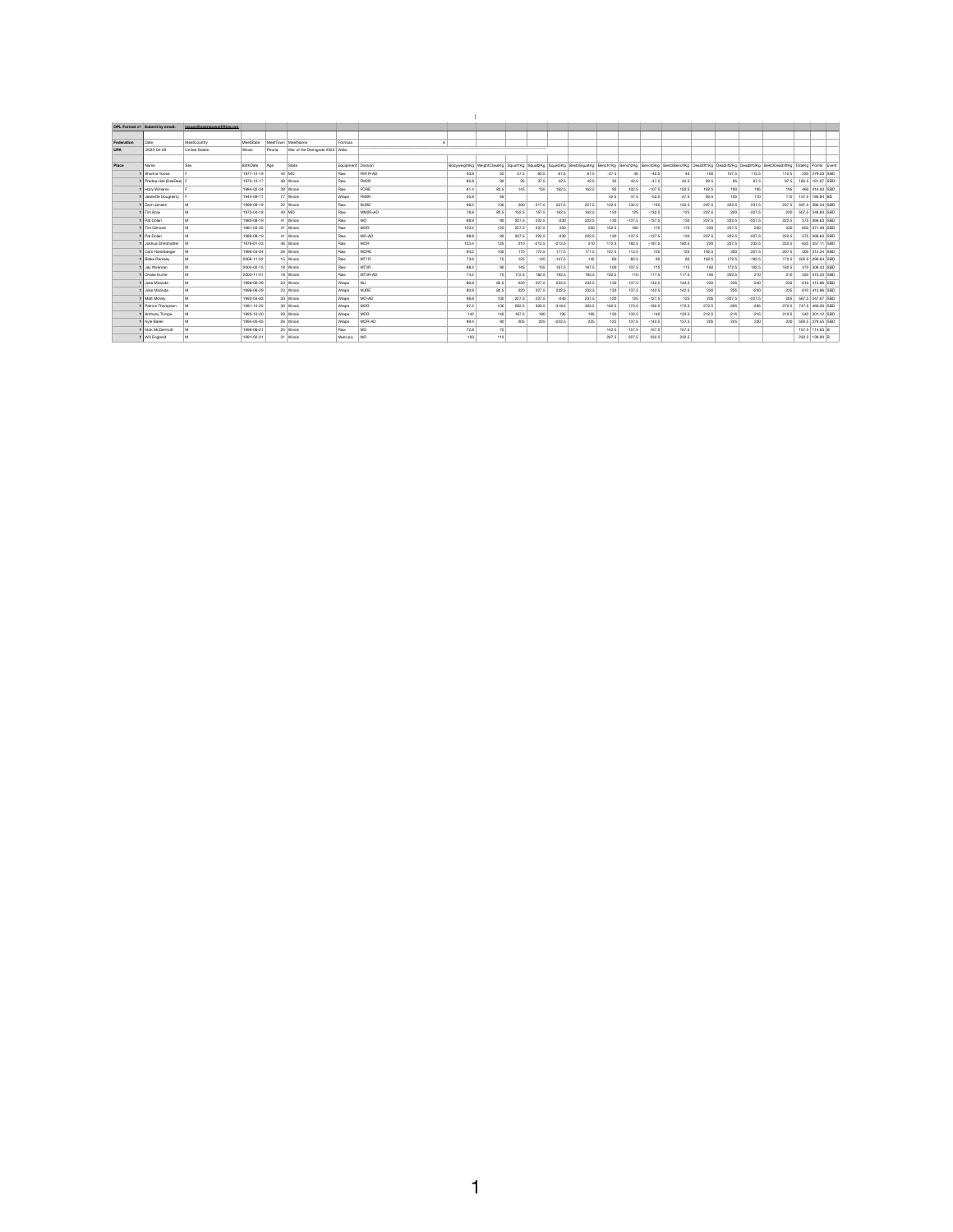| OPL Format v1 | Submit by email: | issues@openpowerlifting.org | | | | | | | | | | | | | | | | | | | | | | | | | | |
|---|---|---|---|---|---|---|---|---|---|---|---|---|---|---|---|---|---|---|---|---|---|---|---|---|---|---|---|---|
| | | | | | | | | | | | | | | | | | | | | | | | | | | | | |
| Federation | Date | MeetCountry | MeetState | MeetTown | MeetName | Formula | 6 | | | | | | | | | | | | | | | | | | | | | |
| UPA | 2022-04-09 | United States | Illinois | Peoria | War of the Demigods 2022 | Wilks | | | | | | | | | | | | | | | | | | | | | | |
| | | | | | | | | | | | | | | | | | | | | | | | | | | | | |
| Place | Name | Sex | BirthDate | Age | State | Equipment | Division | BodyweightKg | WeightClassKg | Squat1Kg | Squat2Kg | Squat3Kg | Best3SquatKg | Bench1Kg | Bench2Kg | Bench3Kg | Best3BenchKg | Deadlift1Kg | Deadlift2Kg | Deadlift3Kg | Best3DeadliftKg | TotalKg | Points | Event | | | | |
| 1 | Shanna Yoose | F | 1977-12-19 | 44 | MO | Raw | FM1R-AD | 50.8 | 52 | 57.5 | 62.5 | 67.5 | 67.5 | -37.5 | 40 | -42.5 | 40 | 100 | 107.5 | 112.5 | 112.5 | 220 | 279.23 | SBD | | | | |
| 1 | Pradea Hall (DrexDex) | F | 1973-12-17 | 48 | Illinois | Raw | FM2R | 85.8 | 90 | 35 | 37.5 | 42.5 | 42.5 | 35 | 42.5 | -47.5 | 42.5 | 90.5 | 95 | 97.5 | 97.5 | 182.5 | 161.07 | SBD | | | | |
| 1 | Holly Williams | F | 1984-02-24 | 38 | Illinois | Raw | FOPE | 81.4 | 82.5 | 145 | 155 | 162.5 | 162.5 | 95 | 102.5 | -107.5 | 102.5 | 182.5 | 190 | 195 | 195 | 460 | 416.93 | SBD | | | | |
| 1 | Jeanette Dougherty | F | 1944-08-11 | 77 | Illinois | Wraps | FM8R | 55.8 | 56 | | | | | 42.5 | 47.5 | -52.5 | 47.5 | 92.5 | 105 | 110 | 110 | 157.5 | 195.84 | BD | | | | |
| 1 | Zach Jensen | M | 1999-08-19 | 22 | Illinois | Raw | MJRE | 98.2 | 100 | 200 | 217.5 | 227.5 | 227.5 | 122.5 | 132.5 | -140 | 132.5 | 207.5 | 222.5 | 237.5 | 237.5 | 597.5 | 366.34 | SBD | | | | |
| 1 | Tim Bray | M | 1972-04-18 | 49 | MO | Raw | MM3R-AD | 79.8 | 82.5 | 152.5 | 157.5 | 162.5 | 162.5 | 120 | 125 | -132.5 | 125 | 207.5 | 220 | -227.5 | 220 | 507.5 | 349.83 | SBD | | | | |
| 1 | Pat Dolan | M | 1980-08-19 | 41 | Illinois | Raw | MO | 88.8 | 90 | 207.5 | 222.5 | -230 | 222.5 | 130 | -137.5 | -137.5 | 130 | 207.5 | 222.5 | -227.5 | 222.5 | 575 | 368.63 | SBD | | | | |
| 1 | Tim Gilmore | M | 1981-03-05 | 41 | Illinois | Raw | MOR | 123.4 | 125 | 227.5 | 237.5 | 250 | 250 | 152.5 | 160 | 170 | 170 | 220 | 227.5 | 230 | 230 | 650 | 371.29 | SBD | | | | |
| 1 | Pat Dolan | M | 1980-08-19 | 41 | Illinois | Raw | MO-AD | 88.8 | 90 | 207.5 | 222.5 | -230 | 222.5 | 130 | -137.5 | -137.5 | 130 | 207.5 | 222.5 | -227.5 | 222.5 | 575 | 368.63 | SBD | | | | |
| 1 | Joshua Streitmatter | M | 1976-01-23 | 46 | Illinois | Raw | MOR | 123.4 | 125 | 210 | -212.5 | -212.5 | 210 | 172.5 | 182.5 | -187.5 | 182.5 | 220 | 227.5 | 232.5 | 232.5 | 625 | 357.11 | SBD | | | | |
| 1 | Cami Hershberger | M | 1996-04-04 | 26 | Illinois | Raw | MOPE | 94.2 | 100 | 170 | 172.5 | 177.5 | 177.5 | 107.5 | 112.5 | 120 | 120 | 192.5 | 200 | 207.5 | 207.5 | 505 | 315.34 | SBD | | | | |
| 1 | Blake Ramsey | M | 2006-11-22 | 15 | Illinois | Raw | MT1R | 73.6 | 75 | 125 | 145 | -147.5 | 145 | -80 | 82.5 | 85 | 85 | 162.5 | 172.5 | -182.5 | 172.5 | 402.5 | 296.64 | SBD | | | | |
| 1 | Jay Wireman | M | 2004-02-15 | 18 | Illinois | Raw | MT3R | 88.2 | 90 | 145 | 155 | 167.5 | 167.5 | 100 | 107.5 | 115 | 115 | 160 | 172.5 | 182.5 | 182.5 | 475 | 306.43 | SBD | | | | |
| 1 | Chase Kuhle | M | 2003-11-21 | 18 | Illinois | Raw | MT3R-AD | 74.2 | 75 | 172.5 | 182.5 | 192.5 | 192.5 | 102.5 | 110 | 117.5 | 117.5 | 190 | 202.5 | 210 | 210 | 520 | 373.33 | SBD | | | | |
| 1 | Jose Miranda | M | 1998-06-29 | 23 | Illinois | Wraps | MJ | 80.8 | 82.5 | 220 | 227.5 | 232.5 | 232.5 | 130 | 137.5 | 142.5 | 142.5 | 220 | 235 | -240 | 235 | 610 | 413.86 | SBD | | | | |
| 1 | Jose Miranda | M | 1998-06-29 | 23 | Illinois | Wraps | MJRE | 80.8 | 82.5 | 220 | 227.5 | 232.5 | 232.5 | 130 | 137.5 | 142.5 | 142.5 | 220 | 235 | -240 | 235 | 610 | 413.86 | SBD | | | | |
| 1 | Matt McVay | M | 1992-04-02 | 30 | Illinois | Wraps | MO-AD | 88.8 | 100 | 227.5 | 237.5 | -240 | 237.5 | 120 | 125 | -127.5 | 125 | 205 | -227.5 | -227.5 | 205 | 567.5 | 347.97 | SBD | | | | |
| 1 | Patrick Thompson | M | 1991-12-25 | 30 | Illinois | Wraps | MOR | 97.2 | 100 | 282.5 | 302.5 | -318.5 | 302.5 | 162.5 | 172.5 | -182.5 | 172.5 | 272.5 | -285 | -295 | 272.5 | 747.5 | 460.30 | SBD | | | | |
| 1 | Anthony Trimpe | M | 1993-10-20 | 28 | Illinois | Wraps | MOR | 142 | 140 | 187.5 | 190 | 195 | 195 | 130 | 132.5 | -140 | 132.5 | 212.5 | -215 | -215 | 212.5 | 540 | 301.12 | SBD | | | | |
| 1 | Kyle Baker | M | 1995-05-05 | 26 | Illinois | Wraps | MOR-AD | 89.4 | 90 | 205 | 225 | -232.5 | 225 | 125 | 137.5 | -142.5 | 137.5 | 205 | 225 | 230 | 230 | 592.5 | 379.55 | SBD | | | | |
| 1 | Nick McDermott | M | 1996-06-21 | 25 | Illinois | Raw | MO | 72.8 | 75 | | | | | 142.5 | -157.5 | 157.5 | 157.5 | | | | | 157.5 | 114.63 | B | | | | |
| 1 | Will England | M | 1991-02-21 | 31 | Illinois | Multi-ply | MO | 102 | 110 | | | | | 207.5 | 227.5 | 232.5 | 232.5 | | | | | 232.5 | 138.90 | B | | | | |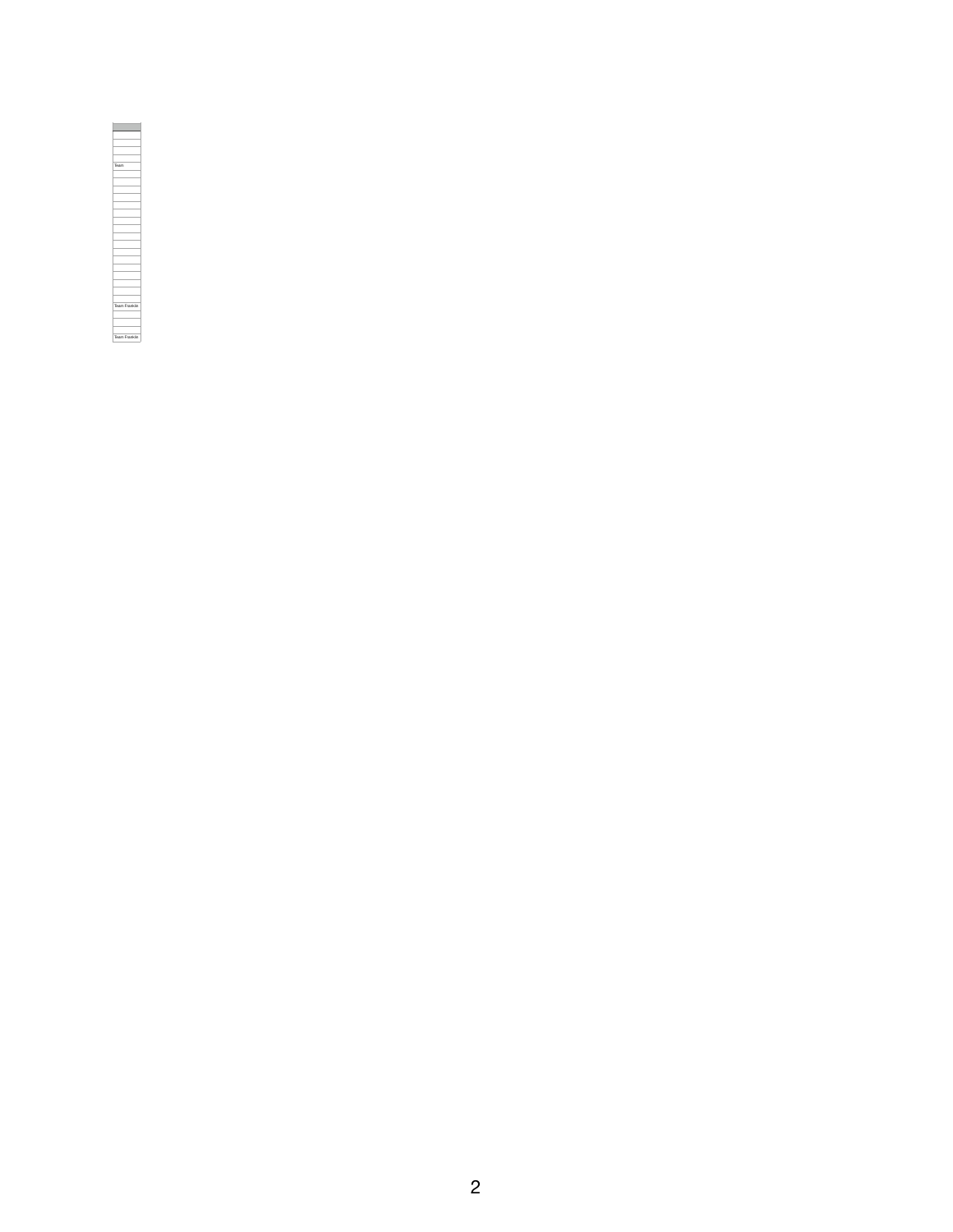| |
|---|
| |
| |
| |
| |
| Team |
| |
| |
| |
| |
| |
| |
| |
| |
| |
| |
| |
| |
| |
| |
| |
| |
| |
| Team Franklin |
| |
| |
| |
| Team Franklin |